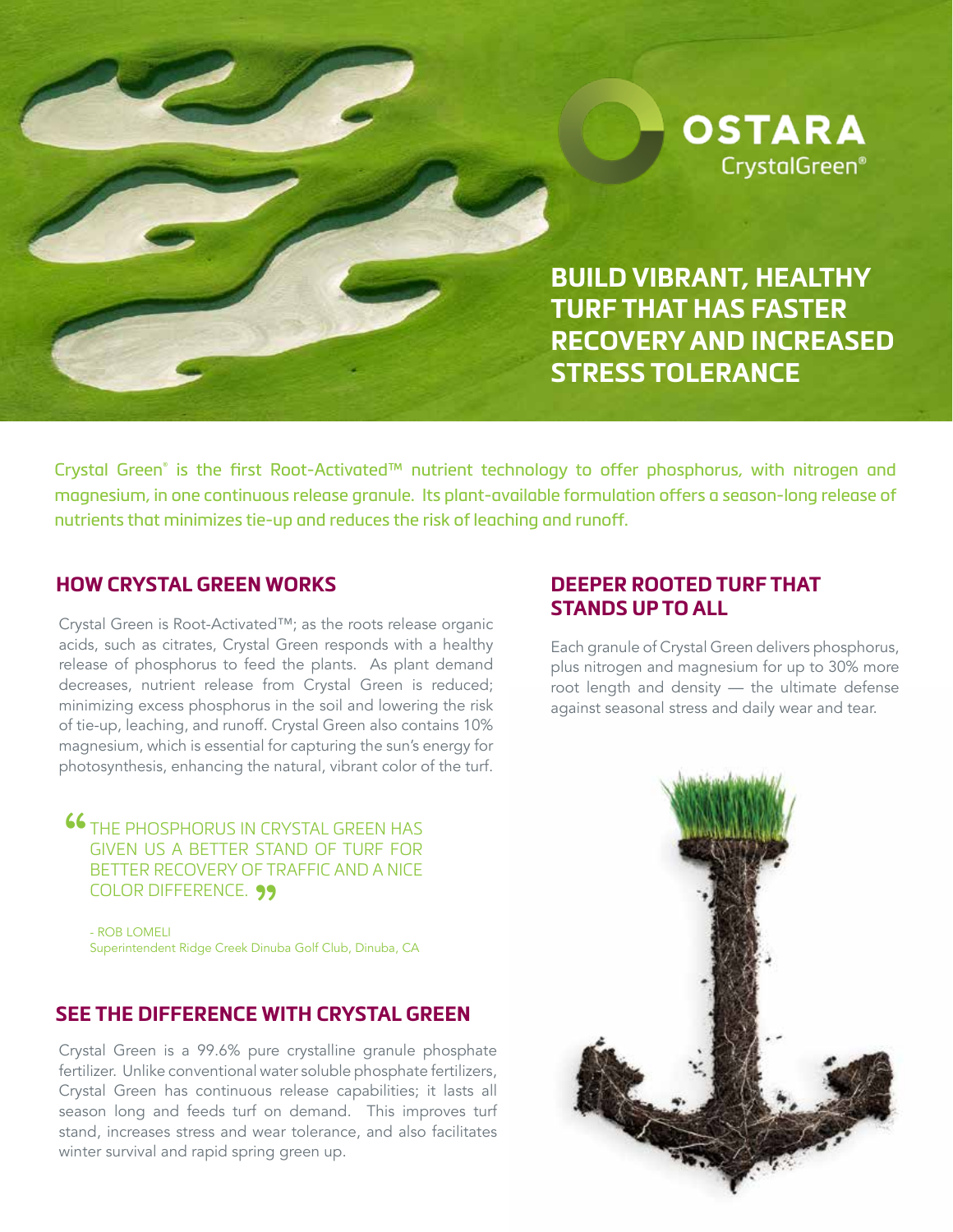OSTARA

CrystalGreen®

# BUILD VIBRANT, HEALTHY TURF THAT HAS FASTER RECOVERY AND INCREASED STRESS TOLERANCE

Crystal Green® is the first Root-Activated™ nutrient technology to offer phosphorus, with nitrogen and magnesium, in one continuous release granule. Its plant-available formulation offers a season-long release of nutrients that minimizes tie-up and reduces the risk of leaching and runoff.

## HOW CRYSTAL GREEN WORKS

Crystal Green is Root-Activated™; as the roots release organic acids, such as citrates, Crystal Green responds with a healthy release of phosphorus to feed the plants. As plant demand decreases, nutrient release from Crystal Green is reduced; minimizing excess phosphorus in the soil and lowering the risk of tie-up, leaching, and runoff. Crystal Green also contains 10% magnesium, which is essential for capturing the sun's energy for photosynthesis, enhancing the natural, vibrant color of the turf.

> "THE PHOSPHORUS IN CRYSTAL GREEN HAS GIVEN US A BETTER STAND OF TURF FOR BETTER RECOVERY OF TRAFFIC AND A NICE COLOR DIFFERENCE."
>
> \- ROB LOMELI
> Superintendent Ridge Creek Dinuba Golf Club, Dinuba, CA

## SEE THE DIFFERENCE WITH CRYSTAL GREEN

Crystal Green is a 99.6% pure crystalline granule phosphate fertilizer. Unlike conventional water soluble phosphate fertilizers, Crystal Green has continuous release capabilities; it lasts all season long and feeds turf on demand. This improves turf stand, increases stress and wear tolerance, and also facilitates winter survival and rapid spring green up.

## DEEPER ROOTED TURF THAT STANDS UP TO ALL

Each granule of Crystal Green delivers phosphorus, plus nitrogen and magnesium for up to 30% more root length and density — the ultimate defense against seasonal stress and daily wear and tear.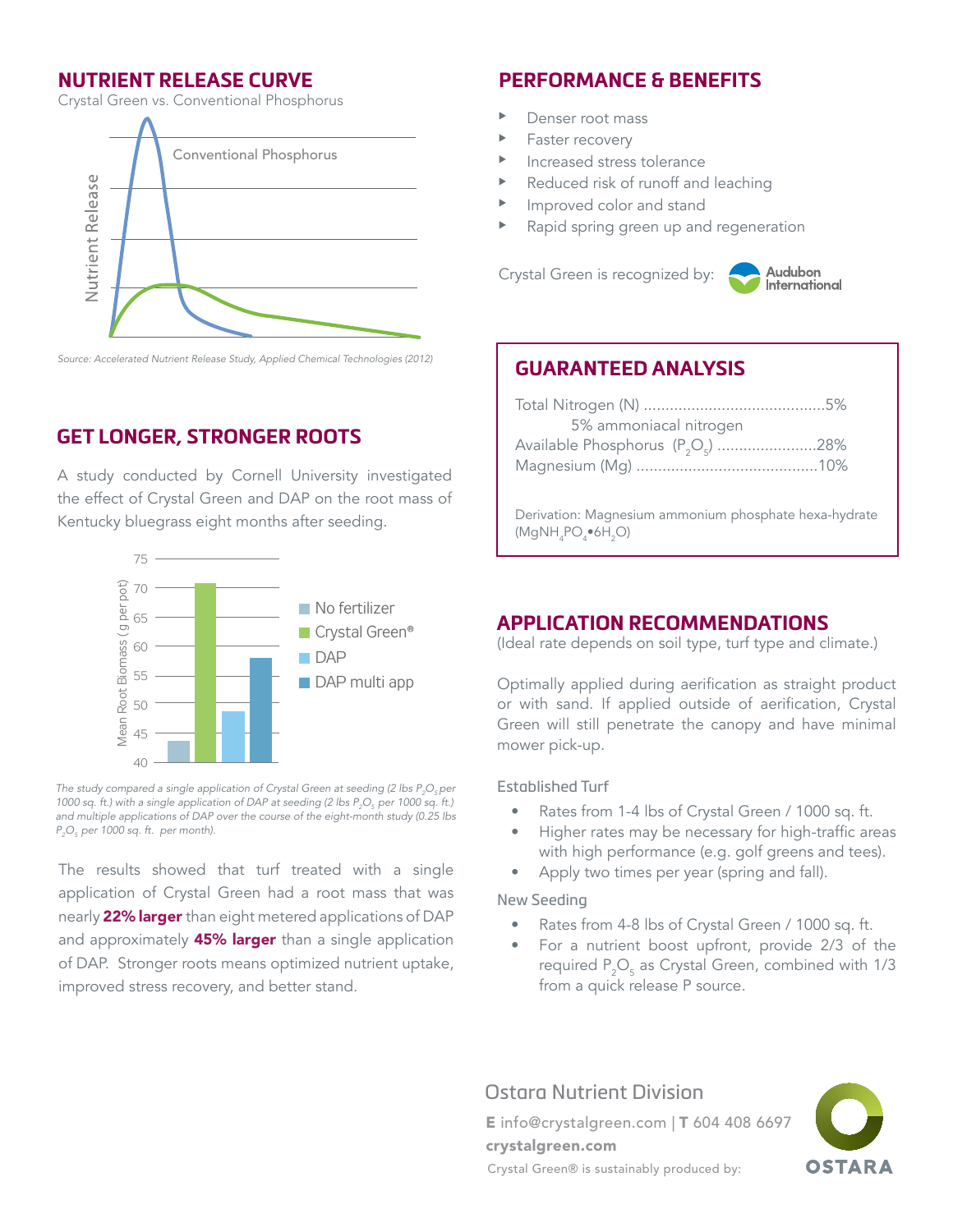## NUTRIENT RELEASE CURVE

Crystal Green vs. Conventional Phosphorus

Nutrient Release

Conventional Phosphorus

*Source: Accelerated Nutrient Release Study, Applied Chemical Technologies (2012)*

## GET LONGER, STRONGER ROOTS

A study conducted by Cornell University investigated the effect of Crystal Green and DAP on the root mass of Kentucky bluegrass eight months after seeding.

Mean Root Biomass (g per pot)

75
70
65
60
55
50
45
40

No fertilizer
Crystal Green®
DAP
DAP multi app

*The study compared a single application of Crystal Green at seeding (2 lbs $P_2O_5$ per 1000 sq. ft.) with a single application of DAP at seeding (2 lbs $P_2O_5$ per 1000 sq. ft.) and multiple applications of DAP over the course of the eight-month study (0.25 lbs $P_2O_5$ per 1000 sq. ft. per month).*

The results showed that turf treated with a single application of Crystal Green had a root mass that was nearly **22% larger** than eight metered applications of DAP and approximately **45% larger** than a single application of DAP. Stronger roots means optimized nutrient uptake, improved stress recovery, and better stand.

## PERFORMANCE & BENEFITS

- Denser root mass
- Faster recovery
- Increased stress tolerance
- Reduced risk of runoff and leaching
- Improved color and stand
- Rapid spring green up and regeneration

Crystal Green is recognized by: Audubon International

## GUARANTEED ANALYSIS

Total Nitrogen (N) ..........................................5%
    5% ammoniacal nitrogen
Available Phosphorus ($P_2O_5$) .......................28%
Magnesium (Mg) ..........................................10%

Derivation: Magnesium ammonium phosphate hexa-hydrate ($MgNH_4PO_4 \bullet 6H_2O$)

## APPLICATION RECOMMENDATIONS

(Ideal rate depends on soil type, turf type and climate.)

Optimally applied during aerification as straight product or with sand. If applied outside of aerification, Crystal Green will still penetrate the canopy and have minimal mower pick-up.

Established Turf

- Rates from 1-4 lbs of Crystal Green / 1000 sq. ft.
- Higher rates may be necessary for high-traffic areas with high performance (e.g. golf greens and tees).
- Apply two times per year (spring and fall).

New Seeding

- Rates from 4-8 lbs of Crystal Green / 1000 sq. ft.
- For a nutrient boost upfront, provide 2/3 of the required $P_2O_5$ as Crystal Green, combined with 1/3 from a quick release P source.

Ostara Nutrient Division

**E** info@crystalgreen.com | **T** 604 408 6697

**crystalgreen.com**

Crystal Green® is sustainably produced by: OSTARA